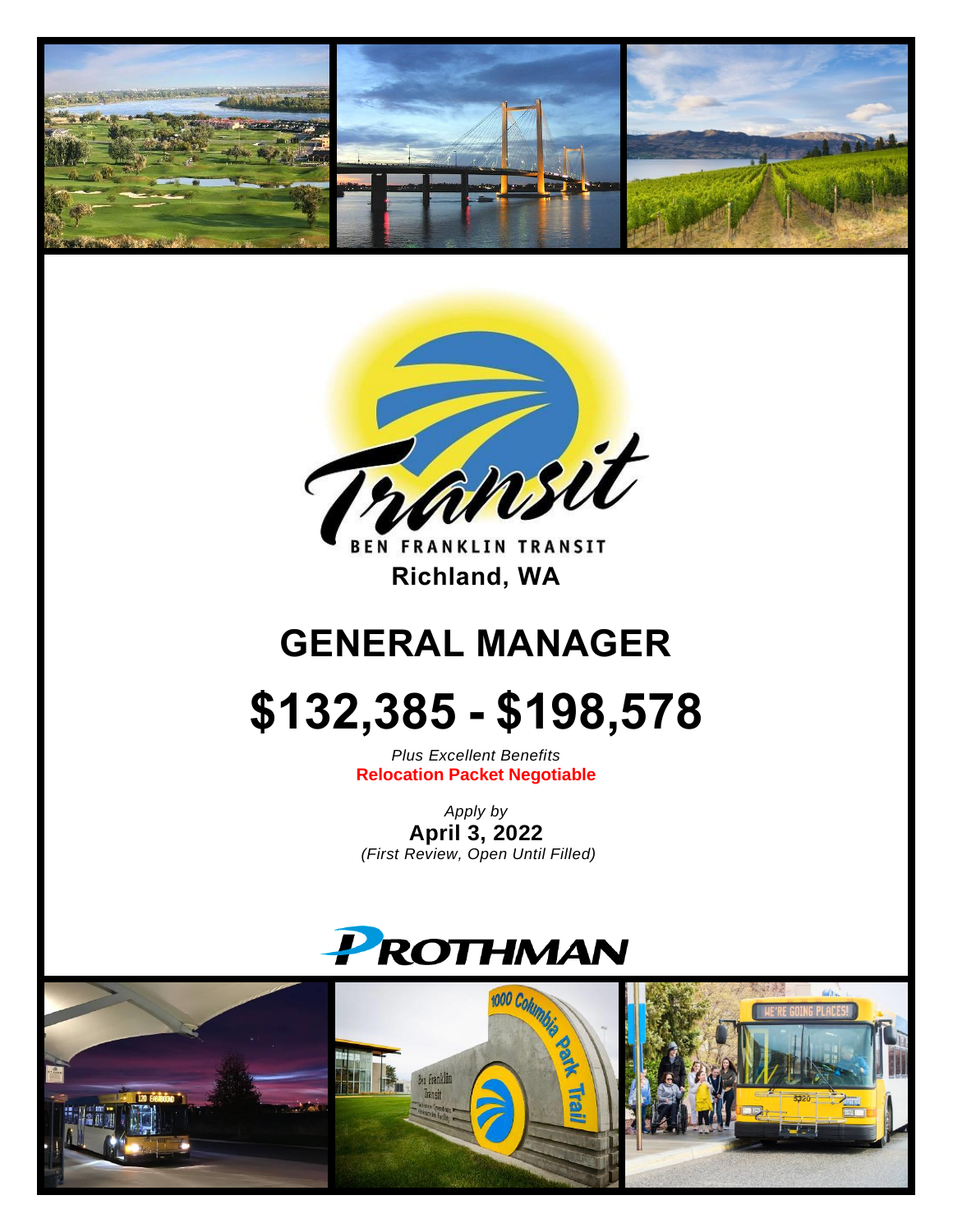Transit

BEN FRANKLIN TRANSIT

**Richland, WA**

# GENERAL MANAGER

# $132,385 - $198,578

*Plus Excellent Benefits*

**Relocation Packet Negotiable**

*Apply by*

**April 3, 2022**

*(First Review, Open Until Filled)*

PROTHMAN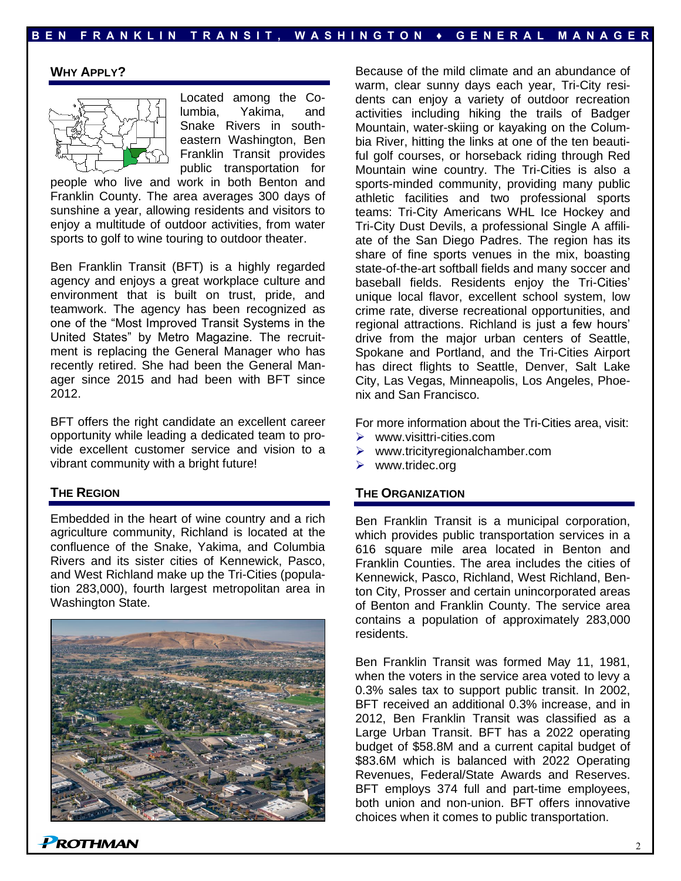## WHY APPLY?

Located among the Columbia, Yakima, and Snake Rivers in southeastern Washington, Ben Franklin Transit provides public transportation for people who live and work in both Benton and Franklin County. The area averages 300 days of sunshine a year, allowing residents and visitors to enjoy a multitude of outdoor activities, from water sports to golf to wine touring to outdoor theater.

Ben Franklin Transit (BFT) is a highly regarded agency and enjoys a great workplace culture and environment that is built on trust, pride, and teamwork. The agency has been recognized as one of the "Most Improved Transit Systems in the United States" by Metro Magazine. The recruitment is replacing the General Manager who has recently retired. She had been the General Manager since 2015 and had been with BFT since 2012.

BFT offers the right candidate an excellent career opportunity while leading a dedicated team to provide excellent customer service and vision to a vibrant community with a bright future!

## THE REGION

Embedded in the heart of wine country and a rich agriculture community, Richland is located at the confluence of the Snake, Yakima, and Columbia Rivers and its sister cities of Kennewick, Pasco, and West Richland make up the Tri-Cities (population 283,000), fourth largest metropolitan area in Washington State.

Because of the mild climate and an abundance of warm, clear sunny days each year, Tri-City residents can enjoy a variety of outdoor recreation activities including hiking the trails of Badger Mountain, water-skiing or kayaking on the Columbia River, hitting the links at one of the ten beautiful golf courses, or horseback riding through Red Mountain wine country. The Tri-Cities is also a sports-minded community, providing many public athletic facilities and two professional sports teams: Tri-City Americans WHL Ice Hockey and Tri-City Dust Devils, a professional Single A affiliate of the San Diego Padres. The region has its share of fine sports venues in the mix, boasting state-of-the-art softball fields and many soccer and baseball fields. Residents enjoy the Tri-Cities' unique local flavor, excellent school system, low crime rate, diverse recreational opportunities, and regional attractions. Richland is just a few hours' drive from the major urban centers of Seattle, Spokane and Portland, and the Tri-Cities Airport has direct flights to Seattle, Denver, Salt Lake City, Las Vegas, Minneapolis, Los Angeles, Phoenix and San Francisco.

For more information about the Tri-Cities area, visit:

- www.visittri-cities.com
- www.tricityregionalchamber.com
- www.tridec.org

## THE ORGANIZATION

Ben Franklin Transit is a municipal corporation, which provides public transportation services in a 616 square mile area located in Benton and Franklin Counties. The area includes the cities of Kennewick, Pasco, Richland, West Richland, Benton City, Prosser and certain unincorporated areas of Benton and Franklin County. The service area contains a population of approximately 283,000 residents.

Ben Franklin Transit was formed May 11, 1981, when the voters in the service area voted to levy a 0.3% sales tax to support public transit. In 2002, BFT received an additional 0.3% increase, and in 2012, Ben Franklin Transit was classified as a Large Urban Transit. BFT has a 2022 operating budget of $58.8M and a current capital budget of $83.6M which is balanced with 2022 Operating Revenues, Federal/State Awards and Reserves. BFT employs 374 full and part-time employees, both union and non-union. BFT offers innovative choices when it comes to public transportation.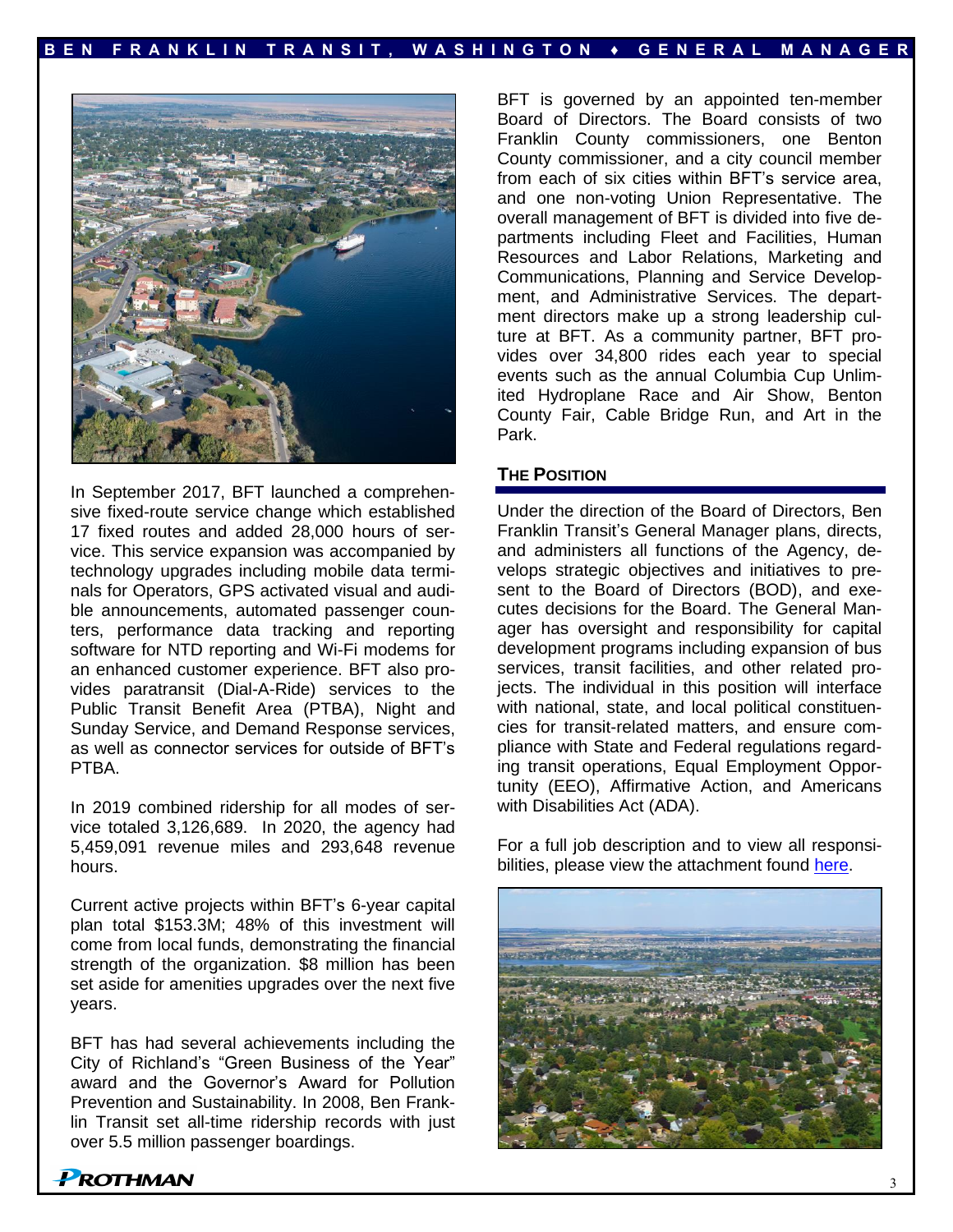In September 2017, BFT launched a comprehensive fixed-route service change which established 17 fixed routes and added 28,000 hours of service. This service expansion was accompanied by technology upgrades including mobile data terminals for Operators, GPS activated visual and audible announcements, automated passenger counters, performance data tracking and reporting software for NTD reporting and Wi-Fi modems for an enhanced customer experience. BFT also provides paratransit (Dial-A-Ride) services to the Public Transit Benefit Area (PTBA), Night and Sunday Service, and Demand Response services, as well as connector services for outside of BFT's PTBA.

In 2019 combined ridership for all modes of service totaled 3,126,689. In 2020, the agency had 5,459,091 revenue miles and 293,648 revenue hours.

Current active projects within BFT's 6-year capital plan total $153.3M; 48% of this investment will come from local funds, demonstrating the financial strength of the organization. $8 million has been set aside for amenities upgrades over the next five years.

BFT has had several achievements including the City of Richland's "Green Business of the Year" award and the Governor's Award for Pollution Prevention and Sustainability. In 2008, Ben Franklin Transit set all-time ridership records with just over 5.5 million passenger boardings.

BFT is governed by an appointed ten-member Board of Directors. The Board consists of two Franklin County commissioners, one Benton County commissioner, and a city council member from each of six cities within BFT's service area, and one non-voting Union Representative. The overall management of BFT is divided into five departments including Fleet and Facilities, Human Resources and Labor Relations, Marketing and Communications, Planning and Service Development, and Administrative Services. The department directors make up a strong leadership culture at BFT. As a community partner, BFT provides over 34,800 rides each year to special events such as the annual Columbia Cup Unlimited Hydroplane Race and Air Show, Benton County Fair, Cable Bridge Run, and Art in the Park.

## The Position

Under the direction of the Board of Directors, Ben Franklin Transit's General Manager plans, directs, and administers all functions of the Agency, develops strategic objectives and initiatives to present to the Board of Directors (BOD), and executes decisions for the Board. The General Manager has oversight and responsibility for capital development programs including expansion of bus services, transit facilities, and other related projects. The individual in this position will interface with national, state, and local political constituencies for transit-related matters, and ensure compliance with State and Federal regulations regarding transit operations, Equal Employment Opportunity (EEO), Affirmative Action, and Americans with Disabilities Act (ADA).

For a full job description and to view all responsibilities, please view the attachment found here.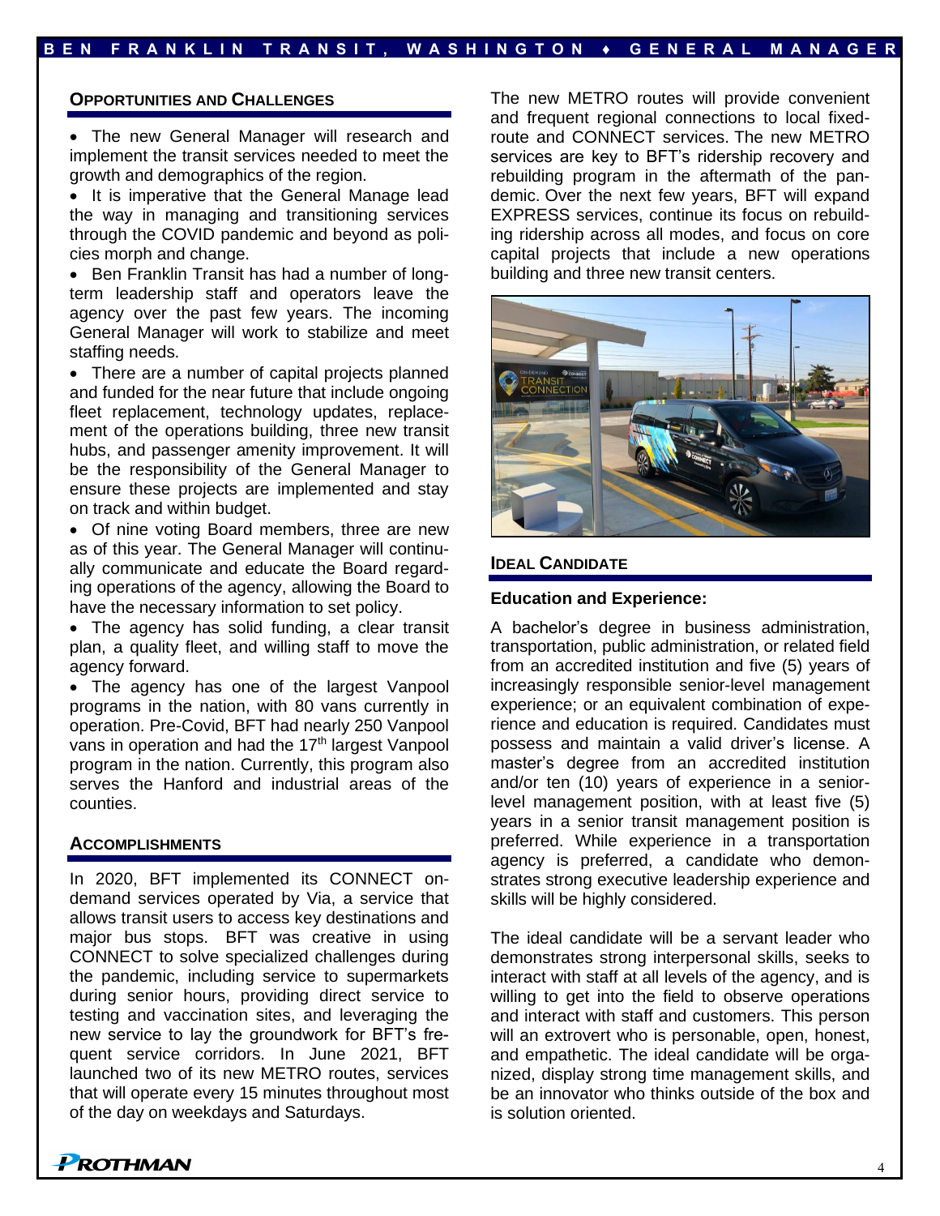## Opportunities and Challenges

- The new General Manager will research and implement the transit services needed to meet the growth and demographics of the region.
- It is imperative that the General Manage lead the way in managing and transitioning services through the COVID pandemic and beyond as policies morph and change.
- Ben Franklin Transit has had a number of long-term leadership staff and operators leave the agency over the past few years. The incoming General Manager will work to stabilize and meet staffing needs.
- There are a number of capital projects planned and funded for the near future that include ongoing fleet replacement, technology updates, replacement of the operations building, three new transit hubs, and passenger amenity improvement. It will be the responsibility of the General Manager to ensure these projects are implemented and stay on track and within budget.
- Of nine voting Board members, three are new as of this year. The General Manager will continually communicate and educate the Board regarding operations of the agency, allowing the Board to have the necessary information to set policy.
- The agency has solid funding, a clear transit plan, a quality fleet, and willing staff to move the agency forward.
- The agency has one of the largest Vanpool programs in the nation, with 80 vans currently in operation. Pre-Covid, BFT had nearly 250 Vanpool vans in operation and had the 17th largest Vanpool program in the nation. Currently, this program also serves the Hanford and industrial areas of the counties.

## Accomplishments

In 2020, BFT implemented its CONNECT on-demand services operated by Via, a service that allows transit users to access key destinations and major bus stops. BFT was creative in using CONNECT to solve specialized challenges during the pandemic, including service to supermarkets during senior hours, providing direct service to testing and vaccination sites, and leveraging the new service to lay the groundwork for BFT's frequent service corridors. In June 2021, BFT launched two of its new METRO routes, services that will operate every 15 minutes throughout most of the day on weekdays and Saturdays.

The new METRO routes will provide convenient and frequent regional connections to local fixed-route and CONNECT services. The new METRO services are key to BFT's ridership recovery and rebuilding program in the aftermath of the pandemic. Over the next few years, BFT will expand EXPRESS services, continue its focus on rebuilding ridership across all modes, and focus on core capital projects that include a new operations building and three new transit centers.

## Ideal Candidate

### Education and Experience:

A bachelor's degree in business administration, transportation, public administration, or related field from an accredited institution and five (5) years of increasingly responsible senior-level management experience; or an equivalent combination of experience and education is required. Candidates must possess and maintain a valid driver's license. A master's degree from an accredited institution and/or ten (10) years of experience in a senior-level management position, with at least five (5) years in a senior transit management position is preferred. While experience in a transportation agency is preferred, a candidate who demonstrates strong executive leadership experience and skills will be highly considered.

The ideal candidate will be a servant leader who demonstrates strong interpersonal skills, seeks to interact with staff at all levels of the agency, and is willing to get into the field to observe operations and interact with staff and customers. This person will an extrovert who is personable, open, honest, and empathetic. The ideal candidate will be organized, display strong time management skills, and be an innovator who thinks outside of the box and is solution oriented.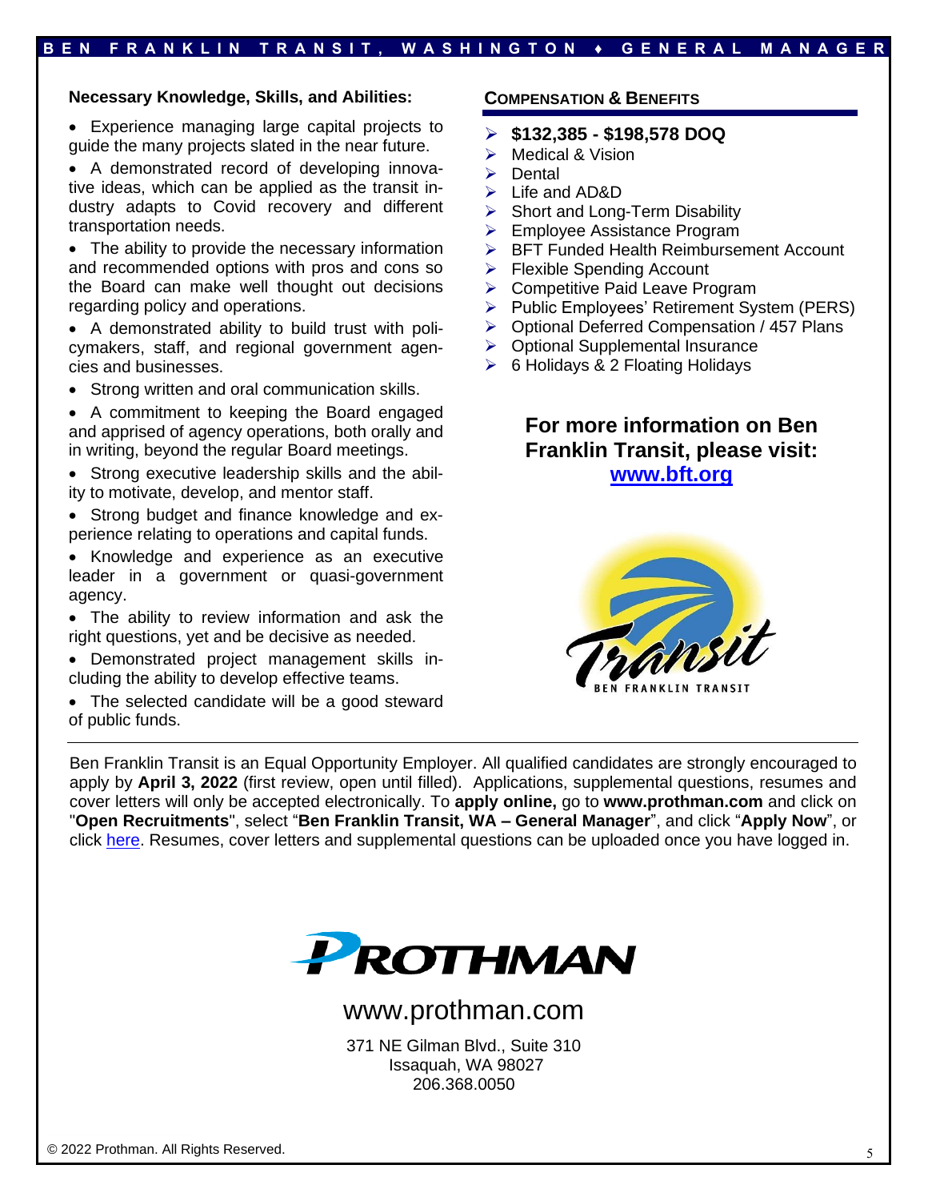### Necessary Knowledge, Skills, and Abilities:

- Experience managing large capital projects to guide the many projects slated in the near future.
- A demonstrated record of developing innovative ideas, which can be applied as the transit industry adapts to Covid recovery and different transportation needs.
- The ability to provide the necessary information and recommended options with pros and cons so the Board can make well thought out decisions regarding policy and operations.
- A demonstrated ability to build trust with policymakers, staff, and regional government agencies and businesses.
- Strong written and oral communication skills.
- A commitment to keeping the Board engaged and apprised of agency operations, both orally and in writing, beyond the regular Board meetings.
- Strong executive leadership skills and the ability to motivate, develop, and mentor staff.
- Strong budget and finance knowledge and experience relating to operations and capital funds.
- Knowledge and experience as an executive leader in a government or quasi-government agency.
- The ability to review information and ask the right questions, yet and be decisive as needed.
- Demonstrated project management skills including the ability to develop effective teams.
- The selected candidate will be a good steward of public funds.

### COMPENSATION & BENEFITS

- **$132,385 - $198,578 DOQ**
- Medical & Vision
- Dental
- Life and AD&D
- Short and Long-Term Disability
- Employee Assistance Program
- BFT Funded Health Reimbursement Account
- Flexible Spending Account
- Competitive Paid Leave Program
- Public Employees' Retirement System (PERS)
- Optional Deferred Compensation / 457 Plans
- Optional Supplemental Insurance
- 6 Holidays & 2 Floating Holidays

**For more information on Ben Franklin Transit, please visit:**
**www.bft.org**

Transit
BEN FRANKLIN TRANSIT

Ben Franklin Transit is an Equal Opportunity Employer. All qualified candidates are strongly encouraged to apply by **April 3, 2022** (first review, open until filled). Applications, supplemental questions, resumes and cover letters will only be accepted electronically. To **apply online,** go to **www.prothman.com** and click on "**Open Recruitments**", select "**Ben Franklin Transit, WA – General Manager**", and click "**Apply Now**", or click here. Resumes, cover letters and supplemental questions can be uploaded once you have logged in.

PROTHMAN

www.prothman.com

371 NE Gilman Blvd., Suite 310
Issaquah, WA 98027
206.368.0050

© 2022 Prothman. All Rights Reserved.